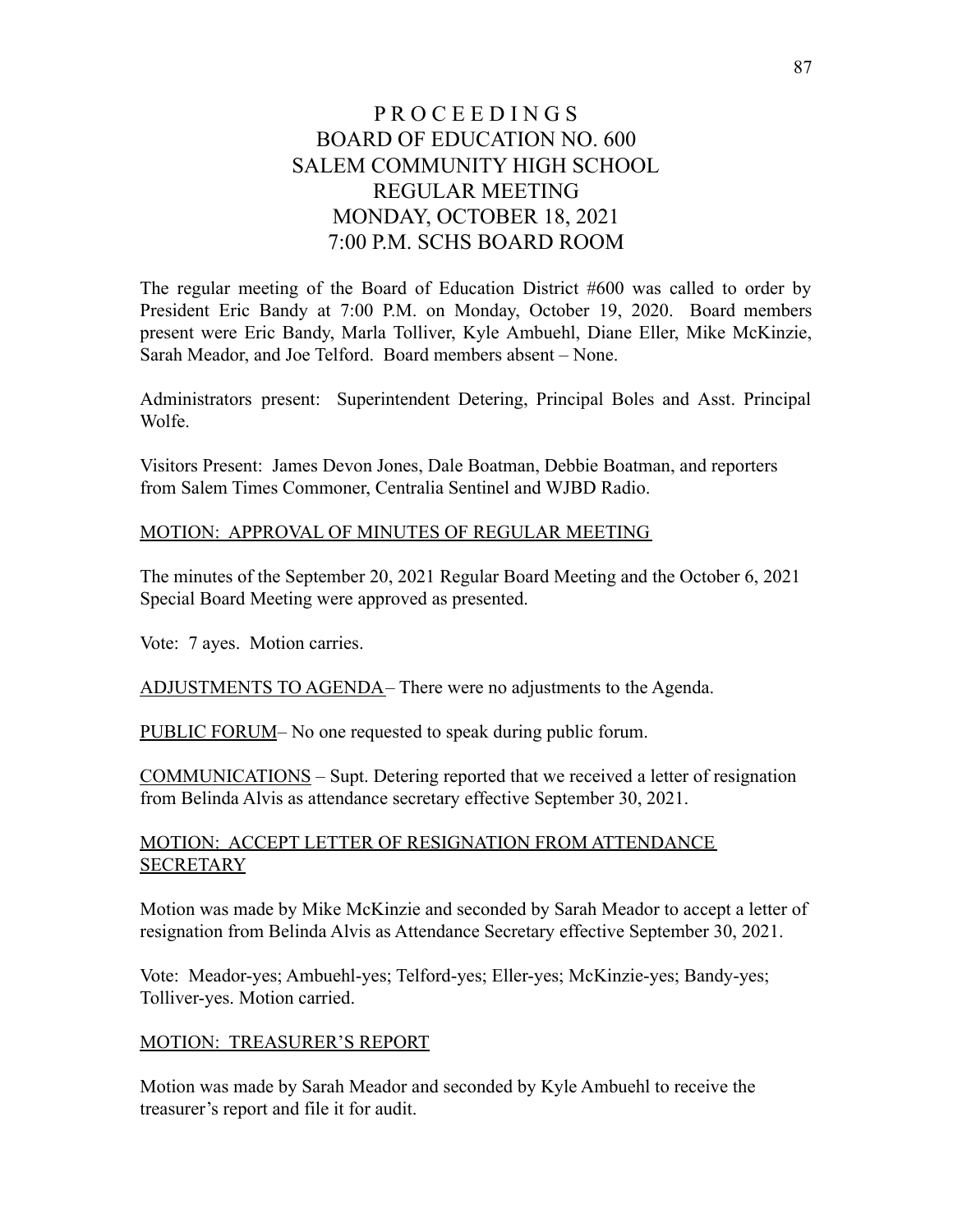# PROCEEDINGS
# BOARD OF EDUCATION NO. 600
# SALEM COMMUNITY HIGH SCHOOL
# REGULAR MEETING
# MONDAY, OCTOBER 18, 2021
# 7:00 P.M. SCHS BOARD ROOM

The regular meeting of the Board of Education District #600 was called to order by President Eric Bandy at 7:00 P.M. on Monday, October 19, 2020. Board members present were Eric Bandy, Marla Tolliver, Kyle Ambuehl, Diane Eller, Mike McKinzie, Sarah Meador, and Joe Telford. Board members absent – None.

Administrators present: Superintendent Detering, Principal Boles and Asst. Principal Wolfe.

Visitors Present: James Devon Jones, Dale Boatman, Debbie Boatman, and reporters from Salem Times Commoner, Centralia Sentinel and WJBD Radio.

<u>MOTION: APPROVAL OF MINUTES OF REGULAR MEETING</u>

The minutes of the September 20, 2021 Regular Board Meeting and the October 6, 2021 Special Board Meeting were approved as presented.

Vote: 7 ayes. Motion carries.

<u>ADJUSTMENTS TO AGENDA</u> – There were no adjustments to the Agenda.

<u>PUBLIC FORUM</u> – No one requested to speak during public forum.

<u>COMMUNICATIONS</u> – Supt. Detering reported that we received a letter of resignation from Belinda Alvis as attendance secretary effective September 30, 2021.

<u>MOTION: ACCEPT LETTER OF RESIGNATION FROM ATTENDANCE SECRETARY</u>

Motion was made by Mike McKinzie and seconded by Sarah Meador to accept a letter of resignation from Belinda Alvis as Attendance Secretary effective September 30, 2021.

Vote: Meador-yes; Ambuehl-yes; Telford-yes; Eller-yes; McKinzie-yes; Bandy-yes; Tolliver-yes. Motion carried.

<u>MOTION: TREASURER'S REPORT</u>

Motion was made by Sarah Meador and seconded by Kyle Ambuehl to receive the treasurer's report and file it for audit.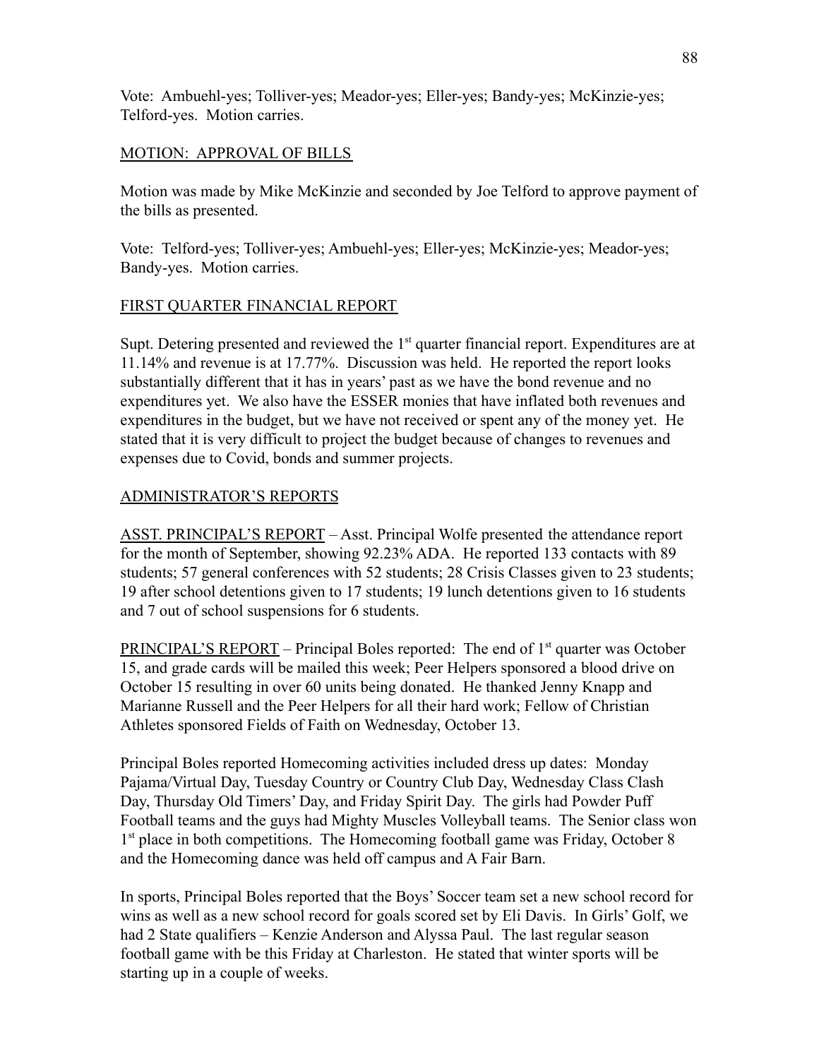Vote: Ambuehl-yes; Tolliver-yes; Meador-yes; Eller-yes; Bandy-yes; McKinzie-yes; Telford-yes. Motion carries.

## MOTION: APPROVAL OF BILLS

Motion was made by Mike McKinzie and seconded by Joe Telford to approve payment of the bills as presented.

Vote: Telford-yes; Tolliver-yes; Ambuehl-yes; Eller-yes; McKinzie-yes; Meador-yes; Bandy-yes. Motion carries.

## FIRST QUARTER FINANCIAL REPORT

Supt. Detering presented and reviewed the 1st quarter financial report. Expenditures are at 11.14% and revenue is at 17.77%. Discussion was held. He reported the report looks substantially different that it has in years' past as we have the bond revenue and no expenditures yet. We also have the ESSER monies that have inflated both revenues and expenditures in the budget, but we have not received or spent any of the money yet. He stated that it is very difficult to project the budget because of changes to revenues and expenses due to Covid, bonds and summer projects.

## ADMINISTRATOR'S REPORTS

ASST. PRINCIPAL'S REPORT – Asst. Principal Wolfe presented the attendance report for the month of September, showing 92.23% ADA. He reported 133 contacts with 89 students; 57 general conferences with 52 students; 28 Crisis Classes given to 23 students; 19 after school detentions given to 17 students; 19 lunch detentions given to 16 students and 7 out of school suspensions for 6 students.

PRINCIPAL'S REPORT – Principal Boles reported: The end of 1st quarter was October 15, and grade cards will be mailed this week; Peer Helpers sponsored a blood drive on October 15 resulting in over 60 units being donated. He thanked Jenny Knapp and Marianne Russell and the Peer Helpers for all their hard work; Fellow of Christian Athletes sponsored Fields of Faith on Wednesday, October 13.

Principal Boles reported Homecoming activities included dress up dates: Monday Pajama/Virtual Day, Tuesday Country or Country Club Day, Wednesday Class Clash Day, Thursday Old Timers' Day, and Friday Spirit Day. The girls had Powder Puff Football teams and the guys had Mighty Muscles Volleyball teams. The Senior class won 1st place in both competitions. The Homecoming football game was Friday, October 8 and the Homecoming dance was held off campus and A Fair Barn.

In sports, Principal Boles reported that the Boys' Soccer team set a new school record for wins as well as a new school record for goals scored set by Eli Davis. In Girls' Golf, we had 2 State qualifiers – Kenzie Anderson and Alyssa Paul. The last regular season football game with be this Friday at Charleston. He stated that winter sports will be starting up in a couple of weeks.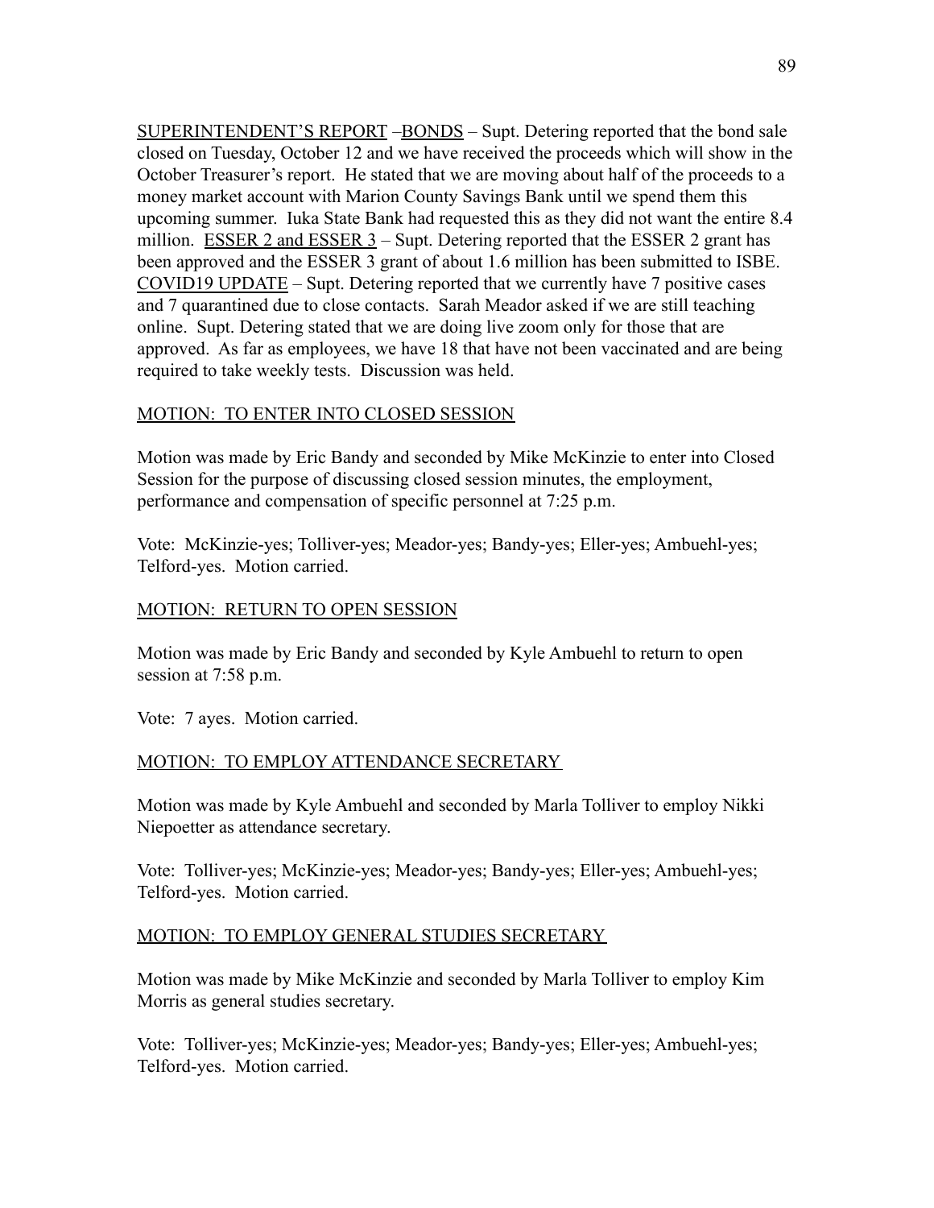SUPERINTENDENT'S REPORT –BONDS – Supt. Detering reported that the bond sale closed on Tuesday, October 12 and we have received the proceeds which will show in the October Treasurer's report. He stated that we are moving about half of the proceeds to a money market account with Marion County Savings Bank until we spend them this upcoming summer. Iuka State Bank had requested this as they did not want the entire 8.4 million. ESSER 2 and ESSER 3 – Supt. Detering reported that the ESSER 2 grant has been approved and the ESSER 3 grant of about 1.6 million has been submitted to ISBE. COVID19 UPDATE – Supt. Detering reported that we currently have 7 positive cases and 7 quarantined due to close contacts. Sarah Meador asked if we are still teaching online. Supt. Detering stated that we are doing live zoom only for those that are approved. As far as employees, we have 18 that have not been vaccinated and are being required to take weekly tests. Discussion was held.

MOTION: TO ENTER INTO CLOSED SESSION

Motion was made by Eric Bandy and seconded by Mike McKinzie to enter into Closed Session for the purpose of discussing closed session minutes, the employment, performance and compensation of specific personnel at 7:25 p.m.

Vote: McKinzie-yes; Tolliver-yes; Meador-yes; Bandy-yes; Eller-yes; Ambuehl-yes; Telford-yes. Motion carried.

MOTION: RETURN TO OPEN SESSION

Motion was made by Eric Bandy and seconded by Kyle Ambuehl to return to open session at 7:58 p.m.

Vote: 7 ayes. Motion carried.

MOTION: TO EMPLOY ATTENDANCE SECRETARY

Motion was made by Kyle Ambuehl and seconded by Marla Tolliver to employ Nikki Niepoetter as attendance secretary.

Vote: Tolliver-yes; McKinzie-yes; Meador-yes; Bandy-yes; Eller-yes; Ambuehl-yes; Telford-yes. Motion carried.

MOTION: TO EMPLOY GENERAL STUDIES SECRETARY

Motion was made by Mike McKinzie and seconded by Marla Tolliver to employ Kim Morris as general studies secretary.

Vote: Tolliver-yes; McKinzie-yes; Meador-yes; Bandy-yes; Eller-yes; Ambuehl-yes; Telford-yes. Motion carried.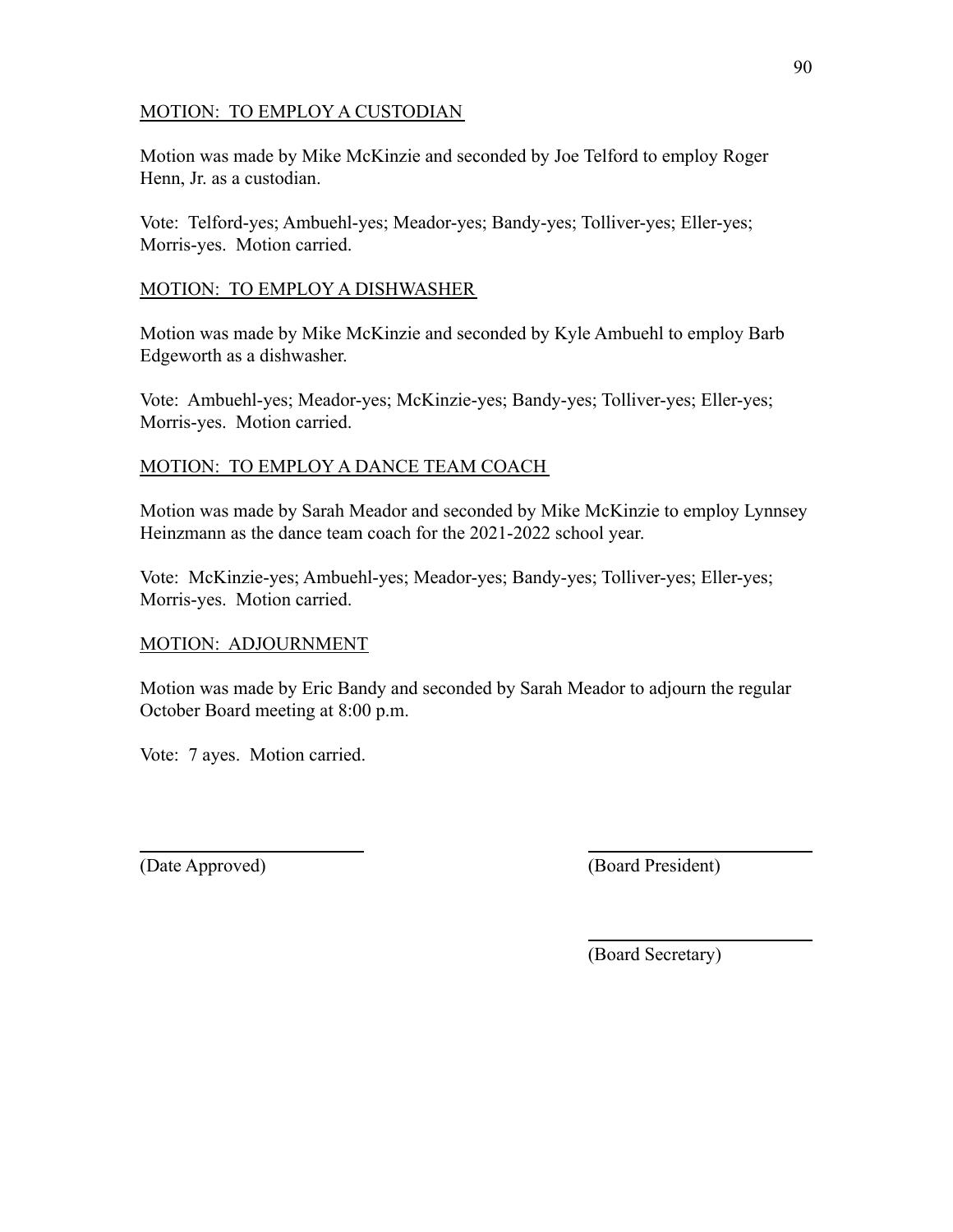MOTION: TO EMPLOY A CUSTODIAN

Motion was made by Mike McKinzie and seconded by Joe Telford to employ Roger Henn, Jr. as a custodian.

Vote: Telford-yes; Ambuehl-yes; Meador-yes; Bandy-yes; Tolliver-yes; Eller-yes; Morris-yes. Motion carried.

MOTION: TO EMPLOY A DISHWASHER

Motion was made by Mike McKinzie and seconded by Kyle Ambuehl to employ Barb Edgeworth as a dishwasher.

Vote: Ambuehl-yes; Meador-yes; McKinzie-yes; Bandy-yes; Tolliver-yes; Eller-yes; Morris-yes. Motion carried.

MOTION: TO EMPLOY A DANCE TEAM COACH

Motion was made by Sarah Meador and seconded by Mike McKinzie to employ Lynnsey Heinzmann as the dance team coach for the 2021-2022 school year.

Vote: McKinzie-yes; Ambuehl-yes; Meador-yes; Bandy-yes; Tolliver-yes; Eller-yes; Morris-yes. Motion carried.

MOTION: ADJOURNMENT

Motion was made by Eric Bandy and seconded by Sarah Meador to adjourn the regular October Board meeting at 8:00 p.m.

Vote: 7 ayes. Motion carried.

(Date Approved) (Board President)

(Board Secretary)